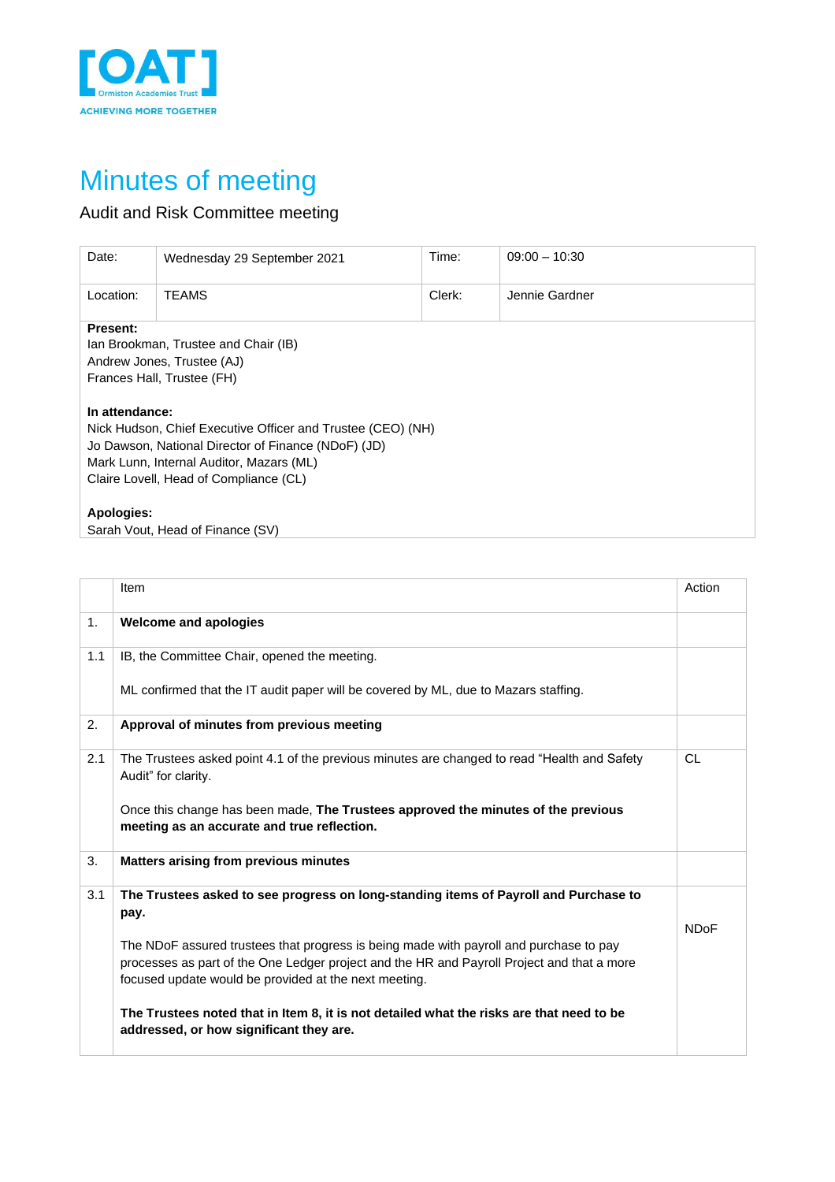[OAT]
Ormiston Academies Trust
ACHIEVING MORE TOGETHER

# Minutes of meeting

Audit and Risk Committee meeting

| Date: | Wednesday 29 September 2021 | Time: | 09:00 – 10:30 |
|---|---|---|---|
| Location: | TEAMS | Clerk: | Jennie Gardner |

**Present:**
Ian Brookman, Trustee and Chair (IB)
Andrew Jones, Trustee (AJ)
Frances Hall, Trustee (FH)

**In attendance:**
Nick Hudson, Chief Executive Officer and Trustee (CEO) (NH)
Jo Dawson, National Director of Finance (NDoF) (JD)
Mark Lunn, Internal Auditor, Mazars (ML)
Claire Lovell, Head of Compliance (CL)

**Apologies:**
Sarah Vout, Head of Finance (SV)

| | Item | Action |
|---|---|---|
| 1. | **Welcome and apologies** | |
| 1.1 | IB, the Committee Chair, opened the meeting.<br><br>ML confirmed that the IT audit paper will be covered by ML, due to Mazars staffing. | |
| 2. | **Approval of minutes from previous meeting** | |
| 2.1 | The Trustees asked point 4.1 of the previous minutes are changed to read "Health and Safety Audit" for clarity.<br><br>Once this change has been made, **The Trustees approved the minutes of the previous meeting as an accurate and true reflection.** | CL |
| 3. | **Matters arising from previous minutes** | |
| 3.1 | **The Trustees asked to see progress on long-standing items of Payroll and Purchase to pay.**<br><br>The NDoF assured trustees that progress is being made with payroll and purchase to pay processes as part of the One Ledger project and the HR and Payroll Project and that a more focused update would be provided at the next meeting.<br><br>**The Trustees noted that in Item 8, it is not detailed what the risks are that need to be addressed, or how significant they are.** | NDoF |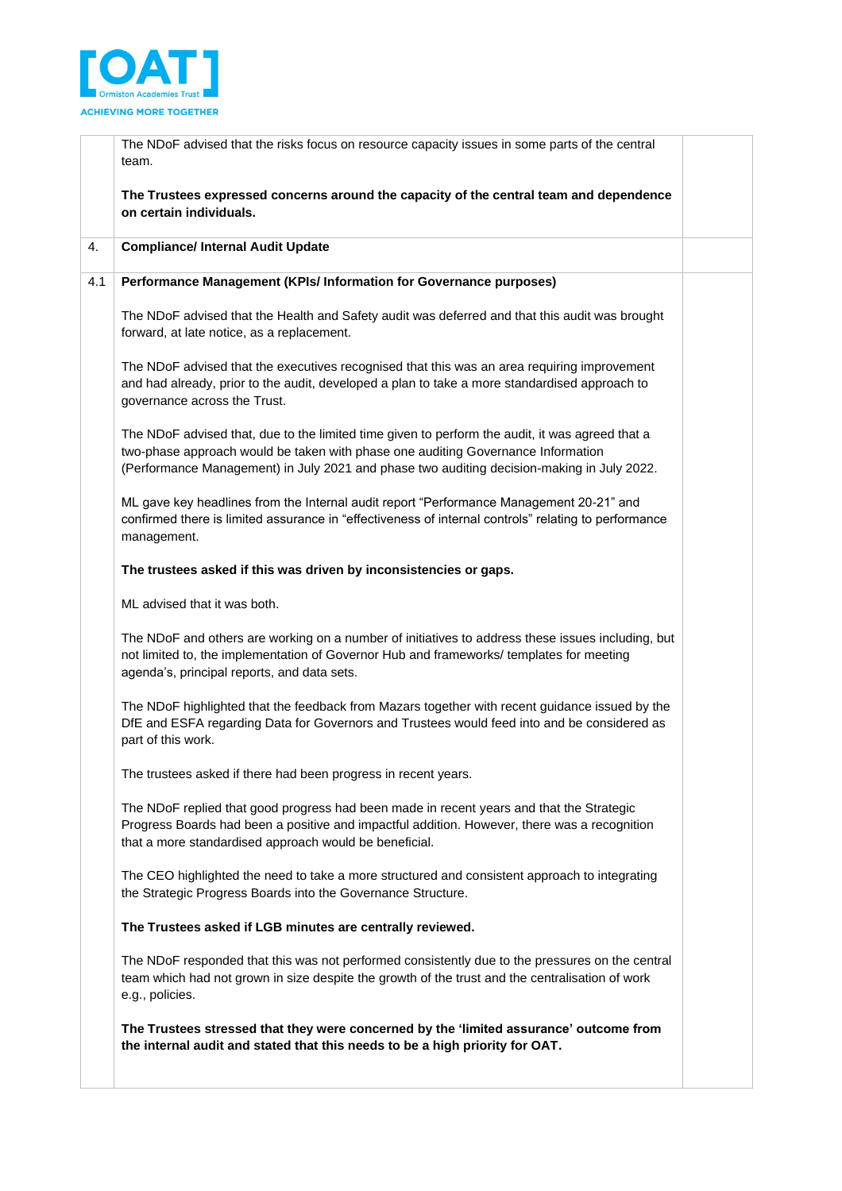| | | |
|---|---|---|
| | The NDoF advised that the risks focus on resource capacity issues in some parts of the central team.<br><br>**The Trustees expressed concerns around the capacity of the central team and dependence on certain individuals.** | |
| 4. | **Compliance/ Internal Audit Update** | |
| 4.1 | **Performance Management (KPIs/ Information for Governance purposes)**<br><br>The NDoF advised that the Health and Safety audit was deferred and that this audit was brought forward, at late notice, as a replacement.<br><br>The NDoF advised that the executives recognised that this was an area requiring improvement and had already, prior to the audit, developed a plan to take a more standardised approach to governance across the Trust.<br><br>The NDoF advised that, due to the limited time given to perform the audit, it was agreed that a two-phase approach would be taken with phase one auditing Governance Information (Performance Management) in July 2021 and phase two auditing decision-making in July 2022.<br><br>ML gave key headlines from the Internal audit report "Performance Management 20-21" and confirmed there is limited assurance in "effectiveness of internal controls" relating to performance management.<br><br>**The trustees asked if this was driven by inconsistencies or gaps.**<br><br>ML advised that it was both.<br><br>The NDoF and others are working on a number of initiatives to address these issues including, but not limited to, the implementation of Governor Hub and frameworks/ templates for meeting agenda's, principal reports, and data sets.<br><br>The NDoF highlighted that the feedback from Mazars together with recent guidance issued by the DfE and ESFA regarding Data for Governors and Trustees would feed into and be considered as part of this work.<br><br>The trustees asked if there had been progress in recent years.<br><br>The NDoF replied that good progress had been made in recent years and that the Strategic Progress Boards had been a positive and impactful addition. However, there was a recognition that a more standardised approach would be beneficial.<br><br>The CEO highlighted the need to take a more structured and consistent approach to integrating the Strategic Progress Boards into the Governance Structure.<br><br>**The Trustees asked if LGB minutes are centrally reviewed.**<br><br>The NDoF responded that this was not performed consistently due to the pressures on the central team which had not grown in size despite the growth of the trust and the centralisation of work e.g., policies.<br><br>**The Trustees stressed that they were concerned by the 'limited assurance' outcome from the internal audit and stated that this needs to be a high priority for OAT.** | |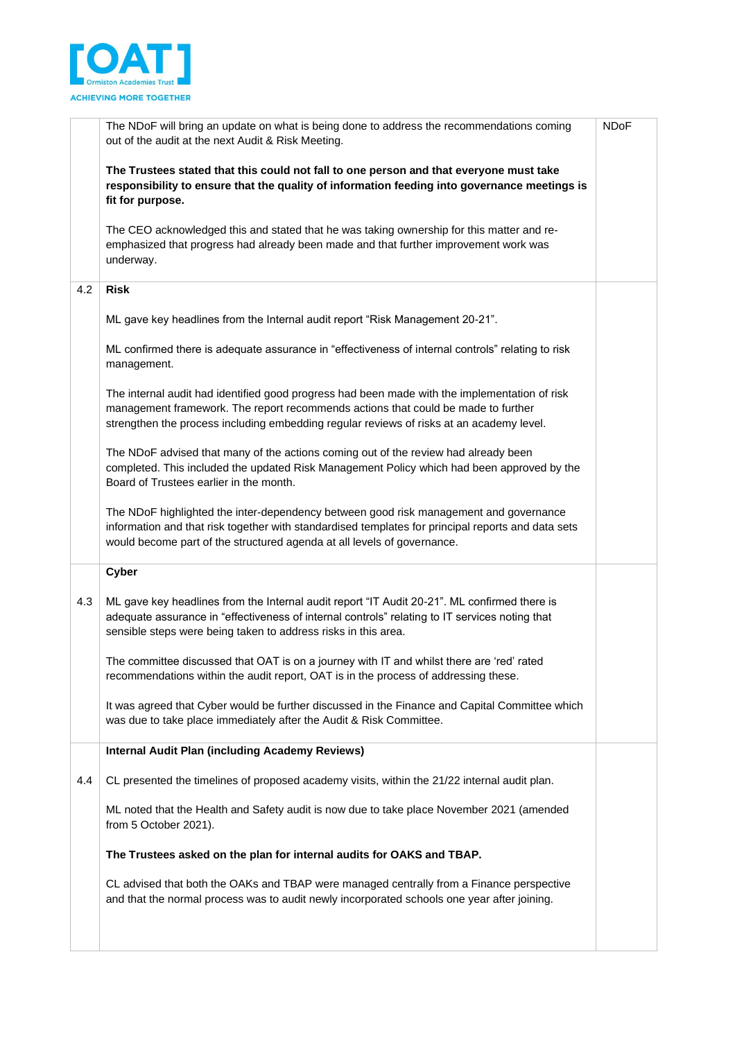| | | |
|---|---|---|
| | The NDoF will bring an update on what is being done to address the recommendations coming out of the audit at the next Audit & Risk Meeting.<br><br>**The Trustees stated that this could not fall to one person and that everyone must take responsibility to ensure that the quality of information feeding into governance meetings is fit for purpose.**<br><br>The CEO acknowledged this and stated that he was taking ownership for this matter and re-emphasized that progress had already been made and that further improvement work was underway. | NDoF |
| 4.2 | **Risk**<br><br>ML gave key headlines from the Internal audit report "Risk Management 20-21".<br><br>ML confirmed there is adequate assurance in "effectiveness of internal controls" relating to risk management.<br><br>The internal audit had identified good progress had been made with the implementation of risk management framework. The report recommends actions that could be made to further strengthen the process including embedding regular reviews of risks at an academy level.<br><br>The NDoF advised that many of the actions coming out of the review had already been completed. This included the updated Risk Management Policy which had been approved by the Board of Trustees earlier in the month.<br><br>The NDoF highlighted the inter-dependency between good risk management and governance information and that risk together with standardised templates for principal reports and data sets would become part of the structured agenda at all levels of governance. | |
| 4.3 | **Cyber**<br><br>ML gave key headlines from the Internal audit report "IT Audit 20-21". ML confirmed there is adequate assurance in "effectiveness of internal controls" relating to IT services noting that sensible steps were being taken to address risks in this area.<br><br>The committee discussed that OAT is on a journey with IT and whilst there are 'red' rated recommendations within the audit report, OAT is in the process of addressing these.<br><br>It was agreed that Cyber would be further discussed in the Finance and Capital Committee which was due to take place immediately after the Audit & Risk Committee. | |
| 4.4 | **Internal Audit Plan (including Academy Reviews)**<br><br>CL presented the timelines of proposed academy visits, within the 21/22 internal audit plan.<br><br>ML noted that the Health and Safety audit is now due to take place November 2021 (amended from 5 October 2021).<br><br>**The Trustees asked on the plan for internal audits for OAKS and TBAP.**<br><br>CL advised that both the OAKs and TBAP were managed centrally from a Finance perspective and that the normal process was to audit newly incorporated schools one year after joining. | |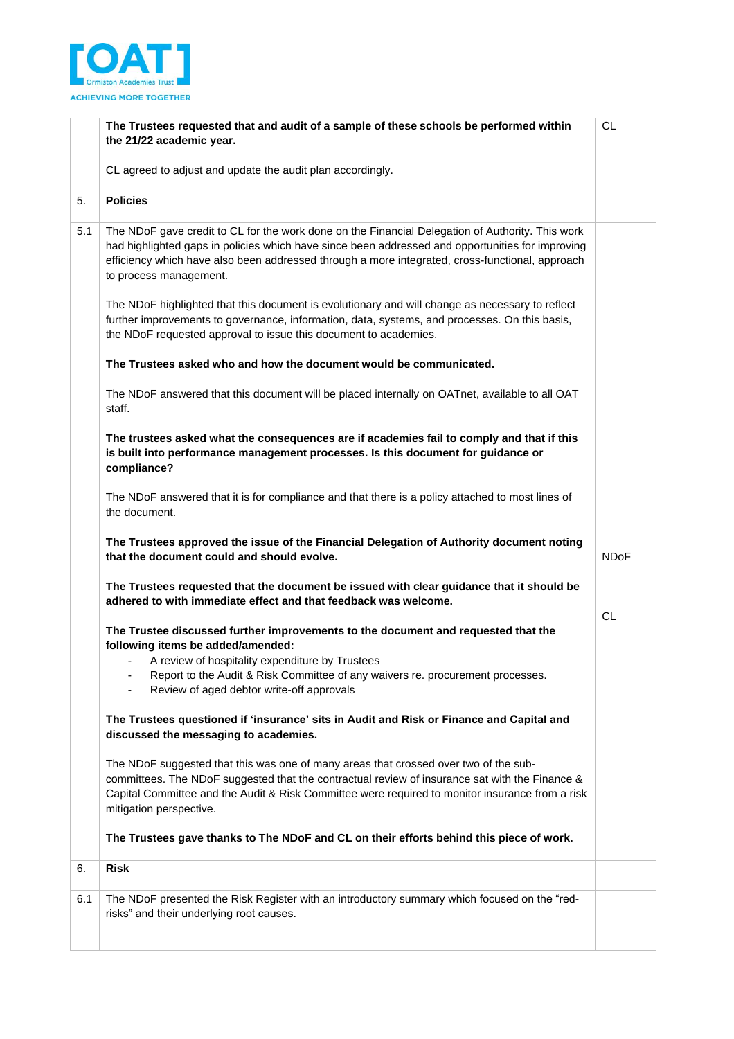| | | |
|---|---|---|
| | **The Trustees requested that and audit of a sample of these schools be performed within the 21/22 academic year.**<br><br>CL agreed to adjust and update the audit plan accordingly. | CL |
| 5. | **Policies** | |
| 5.1 | The NDoF gave credit to CL for the work done on the Financial Delegation of Authority. This work had highlighted gaps in policies which have since been addressed and opportunities for improving efficiency which have also been addressed through a more integrated, cross-functional, approach to process management.<br><br>The NDoF highlighted that this document is evolutionary and will change as necessary to reflect further improvements to governance, information, data, systems, and processes. On this basis, the NDoF requested approval to issue this document to academies.<br><br>**The Trustees asked who and how the document would be communicated.**<br><br>The NDoF answered that this document will be placed internally on OATnet, available to all OAT staff.<br><br>**The trustees asked what the consequences are if academies fail to comply and that if this is built into performance management processes. Is this document for guidance or compliance?**<br><br>The NDoF answered that it is for compliance and that there is a policy attached to most lines of the document.<br><br>**The Trustees approved the issue of the Financial Delegation of Authority document noting that the document could and should evolve.**<br><br>**The Trustees requested that the document be issued with clear guidance that it should be adhered to with immediate effect and that feedback was welcome.**<br><br>**The Trustee discussed further improvements to the document and requested that the following items be added/amended:**<br>- A review of hospitality expenditure by Trustees<br>- Report to the Audit & Risk Committee of any waivers re. procurement processes.<br>- Review of aged debtor write-off approvals<br><br>**The Trustees questioned if 'insurance' sits in Audit and Risk or Finance and Capital and discussed the messaging to academies.**<br><br>The NDoF suggested that this was one of many areas that crossed over two of the sub-committees. The NDoF suggested that the contractual review of insurance sat with the Finance & Capital Committee and the Audit & Risk Committee were required to monitor insurance from a risk mitigation perspective.<br><br>**The Trustees gave thanks to The NDoF and CL on their efforts behind this piece of work.** | NDoF<br><br>CL |
| 6. | **Risk** | |
| 6.1 | The NDoF presented the Risk Register with an introductory summary which focused on the "red-risks" and their underlying root causes. | |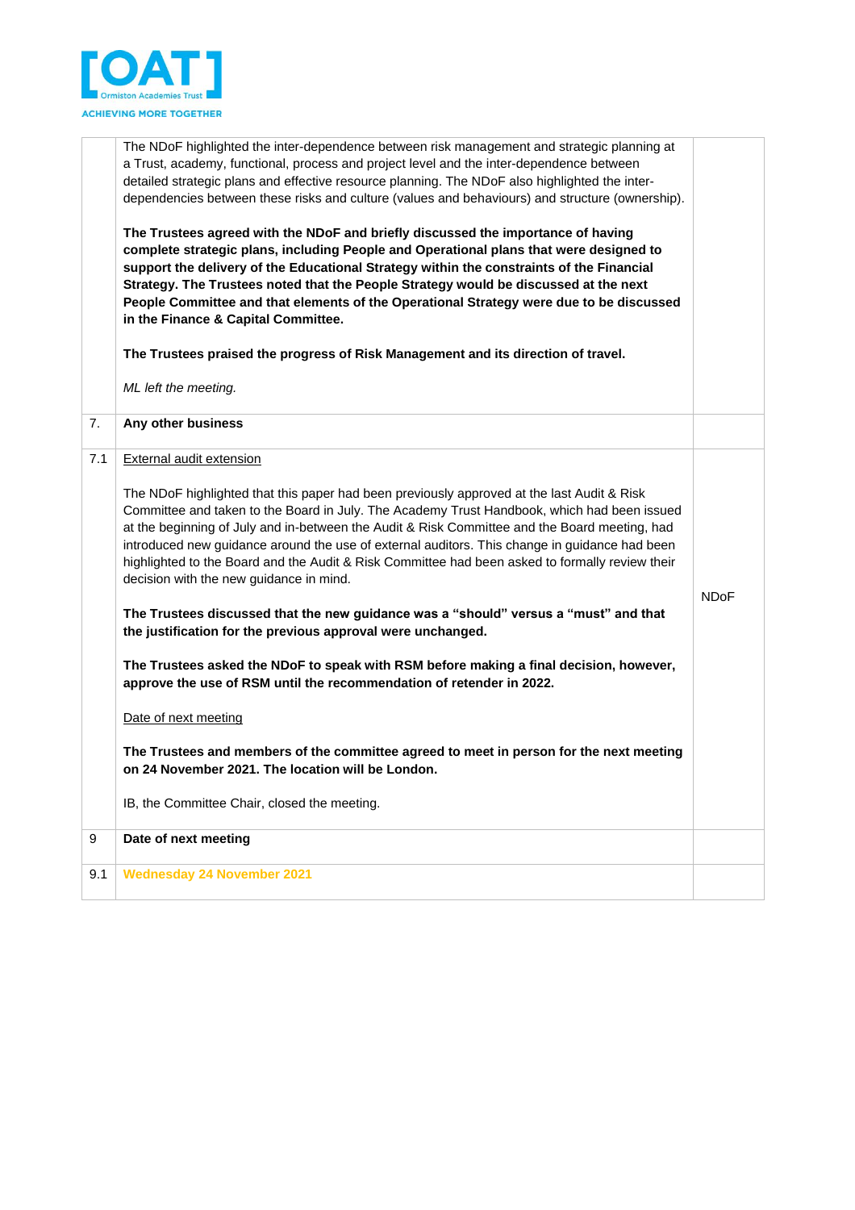| | | |
|---|---|---|
| | The NDoF highlighted the inter-dependence between risk management and strategic planning at a Trust, academy, functional, process and project level and the inter-dependence between detailed strategic plans and effective resource planning. The NDoF also highlighted the inter-dependencies between these risks and culture (values and behaviours) and structure (ownership).<br><br>**The Trustees agreed with the NDoF and briefly discussed the importance of having complete strategic plans, including People and Operational plans that were designed to support the delivery of the Educational Strategy within the constraints of the Financial Strategy. The Trustees noted that the People Strategy would be discussed at the next People Committee and that elements of the Operational Strategy were due to be discussed in the Finance & Capital Committee.**<br><br>**The Trustees praised the progress of Risk Management and its direction of travel.**<br><br>*ML left the meeting.* | |
| 7. | **Any other business** | |
| 7.1 | External audit extension<br><br>The NDoF highlighted that this paper had been previously approved at the last Audit & Risk Committee and taken to the Board in July. The Academy Trust Handbook, which had been issued at the beginning of July and in-between the Audit & Risk Committee and the Board meeting, had introduced new guidance around the use of external auditors. This change in guidance had been highlighted to the Board and the Audit & Risk Committee had been asked to formally review their decision with the new guidance in mind.<br><br>**The Trustees discussed that the new guidance was a "should" versus a "must" and that the justification for the previous approval were unchanged.**<br><br>**The Trustees asked the NDoF to speak with RSM before making a final decision, however, approve the use of RSM until the recommendation of retender in 2022.**<br><br>Date of next meeting<br><br>**The Trustees and members of the committee agreed to meet in person for the next meeting on 24 November 2021. The location will be London.**<br><br>IB, the Committee Chair, closed the meeting. | NDoF |
| 9 | **Date of next meeting** | |
| 9.1 | **Wednesday 24 November 2021** | |